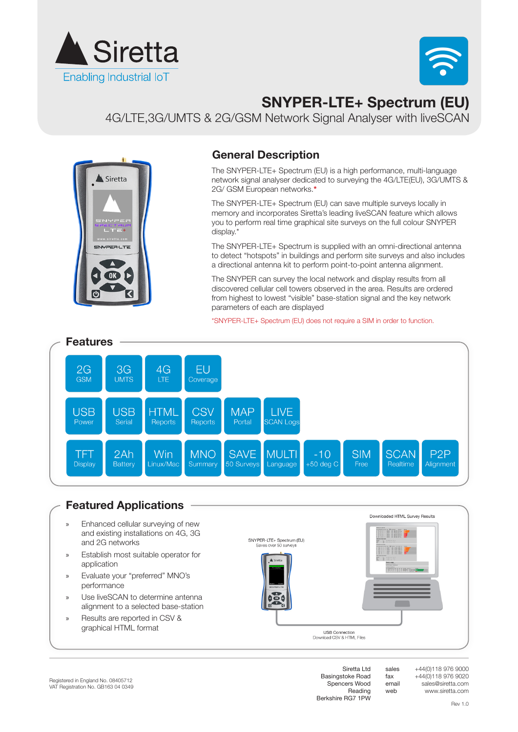Siretta
Enabling Industrial IoT

# SNYPER-LTE+ Spectrum (EU)

4G/LTE,3G/UMTS & 2G/GSM Network Signal Analyser with liveSCAN

## General Description

The SNYPER-LTE+ Spectrum (EU) is a high performance, multi-language network signal analyser dedicated to surveying the 4G/LTE(EU), 3G/UMTS & 2G/ GSM European networks.*

The SNYPER-LTE+ Spectrum (EU) can save multiple surveys locally in memory and incorporates Siretta's leading liveSCAN feature which allows you to perform real time graphical site surveys on the full colour SNYPER display.*

The SNYPER-LTE+ Spectrum is supplied with an omni-directional antenna to detect "hotspots" in buildings and perform site surveys and also includes a directional antenna kit to perform point-to-point antenna alignment.

The SNYPER can survey the local network and display results from all discovered cellular cell towers observed in the area. Results are ordered from highest to lowest "visible" base-station signal and the key network parameters of each are displayed

*SNYPER-LTE+ Spectrum (EU) does not require a SIM in order to function.

## Features

- 2G GSM
- 3G UMTS
- 4G LTE
- EU Coverage
- USB Power
- USB Serial
- HTML Reports
- CSV Reports
- MAP Portal
- LIVE SCAN Logs
- TFT Display
- 2Ah Battery
- Win Linux/Mac
- MNO Summary
- SAVE 50 Surveys
- MULTI Language
- -10 +50 deg C
- SIM Free
- SCAN Realtime
- P2P Alignment

## Featured Applications

- Enhanced cellular surveying of new and existing installations on 4G, 3G and 2G networks
- Establish most suitable operator for application
- Evaluate your "preferred" MNO's performance
- Use liveSCAN to determine antenna alignment to a selected base-station
- Results are reported in CSV & graphical HTML format

SNYPER-LTE+ Spectrum (EU)
Saves over 50 surveys

Downloaded HTML Survey Results

USB Connection
Download CSV & HTML Files

Registered in England No. 08405712
VAT Registration No. GB163 04 0349

Siretta Ltd
Basingstoke Road
Spencers Wood
Reading
Berkshire RG7 1PW

| | |
|---|---|
| sales | +44(0)118 976 9000 |
| fax | +44(0)118 976 9020 |
| email | sales@siretta.com |
| web | www.siretta.com |

Rev 1.0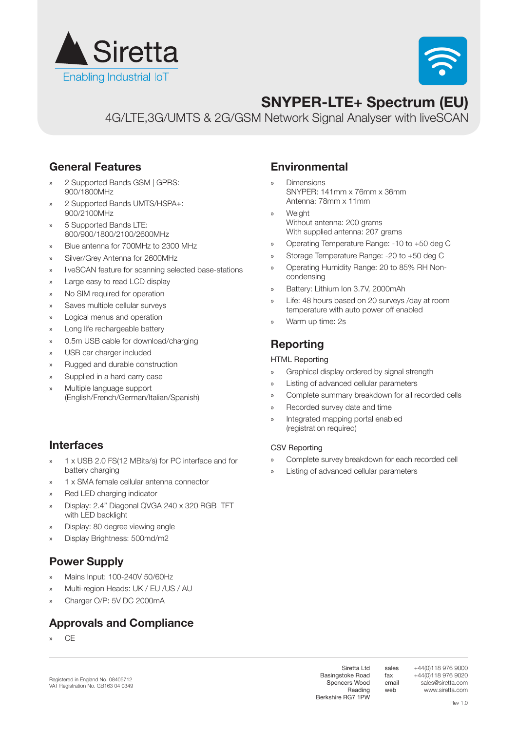Siretta

Enabling Industrial IoT

# SNYPER-LTE+ Spectrum (EU)

4G/LTE,3G/UMTS & 2G/GSM Network Signal Analyser with liveSCAN

## General Features

- 2 Supported Bands GSM | GPRS: 900/1800MHz
- 2 Supported Bands UMTS/HSPA+: 900/2100MHz
- 5 Supported Bands LTE: 800/900/1800/2100/2600MHz
- Blue antenna for 700MHz to 2300 MHz
- Silver/Grey Antenna for 2600MHz
- liveSCAN feature for scanning selected base-stations
- Large easy to read LCD display
- No SIM required for operation
- Saves multiple cellular surveys
- Logical menus and operation
- Long life rechargeable battery
- 0.5m USB cable for download/charging
- USB car charger included
- Rugged and durable construction
- Supplied in a hard carry case
- Multiple language support (English/French/German/Italian/Spanish)

## Interfaces

- 1 x USB 2.0 FS(12 MBits/s) for PC interface and for battery charging
- 1 x SMA female cellular antenna connector
- Red LED charging indicator
- Display: 2.4” Diagonal QVGA 240 x 320 RGB TFT with LED backlight
- Display: 80 degree viewing angle
- Display Brightness: 500md/m2

## Power Supply

- Mains Input: 100-240V 50/60Hz
- Multi-region Heads: UK / EU /US / AU
- Charger O/P: 5V DC 2000mA

## Approvals and Compliance

- CE

## Environmental

- Dimensions
  SNYPER: 141mm x 76mm x 36mm
  Antenna: 78mm x 11mm
- Weight
  Without antenna: 200 grams
  With supplied antenna: 207 grams
- Operating Temperature Range: -10 to +50 deg C
- Storage Temperature Range: -20 to +50 deg C
- Operating Humidity Range: 20 to 85% RH Non-condensing
- Battery: Lithium Ion 3.7V, 2000mAh
- Life: 48 hours based on 20 surveys /day at room temperature with auto power off enabled
- Warm up time: 2s

## Reporting

HTML Reporting

- Graphical display ordered by signal strength
- Listing of advanced cellular parameters
- Complete summary breakdown for all recorded cells
- Recorded survey date and time
- Integrated mapping portal enabled (registration required)

CSV Reporting

- Complete survey breakdown for each recorded cell
- Listing of advanced cellular parameters

Registered in England No. 08405712
VAT Registration No. GB163 04 0349

Siretta Ltd
Basingstoke Road
Spencers Wood
Reading
Berkshire RG7 1PW

sales +44(0)118 976 9000
fax +44(0)118 976 9020
email sales@siretta.com
web www.siretta.com

Rev 1.0